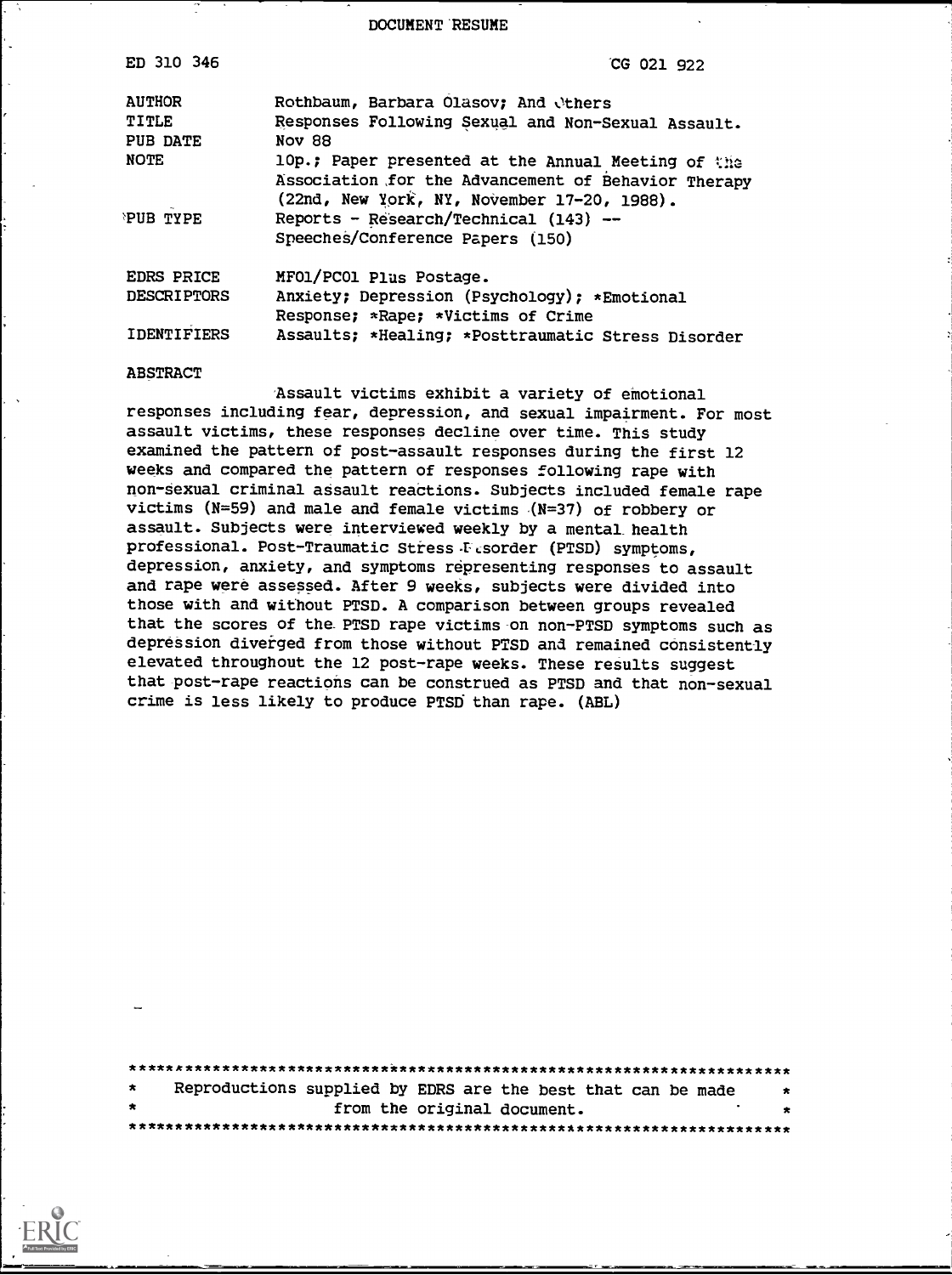DOCUMENT RESUME

| | |
|---|---|
| ED 310 346 | CG 021 922 |
| AUTHOR | Rothbaum, Barbara Olasov; And Others |
| TITLE | Responses Following Sexual and Non-Sexual Assault. |
| PUB DATE | Nov 88 |
| NOTE | 10p.; Paper presented at the Annual Meeting of the Association for the Advancement of Behavior Therapy (22nd, New York, NY, November 17-20, 1988). |
| PUB TYPE | Reports - Research/Technical (143) -- Speeches/Conference Papers (150) |
| EDRS PRICE | MF01/PC01 Plus Postage. |
| DESCRIPTORS | Anxiety; Depression (Psychology); *Emotional Response; *Rape; *Victims of Crime |
| IDENTIFIERS | Assaults; *Healing; *Posttraumatic Stress Disorder |

ABSTRACT

Assault victims exhibit a variety of emotional responses including fear, depression, and sexual impairment. For most assault victims, these responses decline over time. This study examined the pattern of post-assault responses during the first 12 weeks and compared the pattern of responses following rape with non-sexual criminal assault reactions. Subjects included female rape victims (N=59) and male and female victims (N=37) of robbery or assault. Subjects were interviewed weekly by a mental health professional. Post-Traumatic Stress Disorder (PTSD) symptoms, depression, anxiety, and symptoms representing responses to assault and rape were assessed. After 9 weeks, subjects were divided into those with and without PTSD. A comparison between groups revealed that the scores of the PTSD rape victims on non-PTSD symptoms such as depression diverged from those without PTSD and remained consistently elevated throughout the 12 post-rape weeks. These results suggest that post-rape reactions can be construed as PTSD and that non-sexual crime is less likely to produce PTSD than rape. (ABL)

***********************************************************************
* Reproductions supplied by EDRS are the best that can be made *
* from the original document. *
***********************************************************************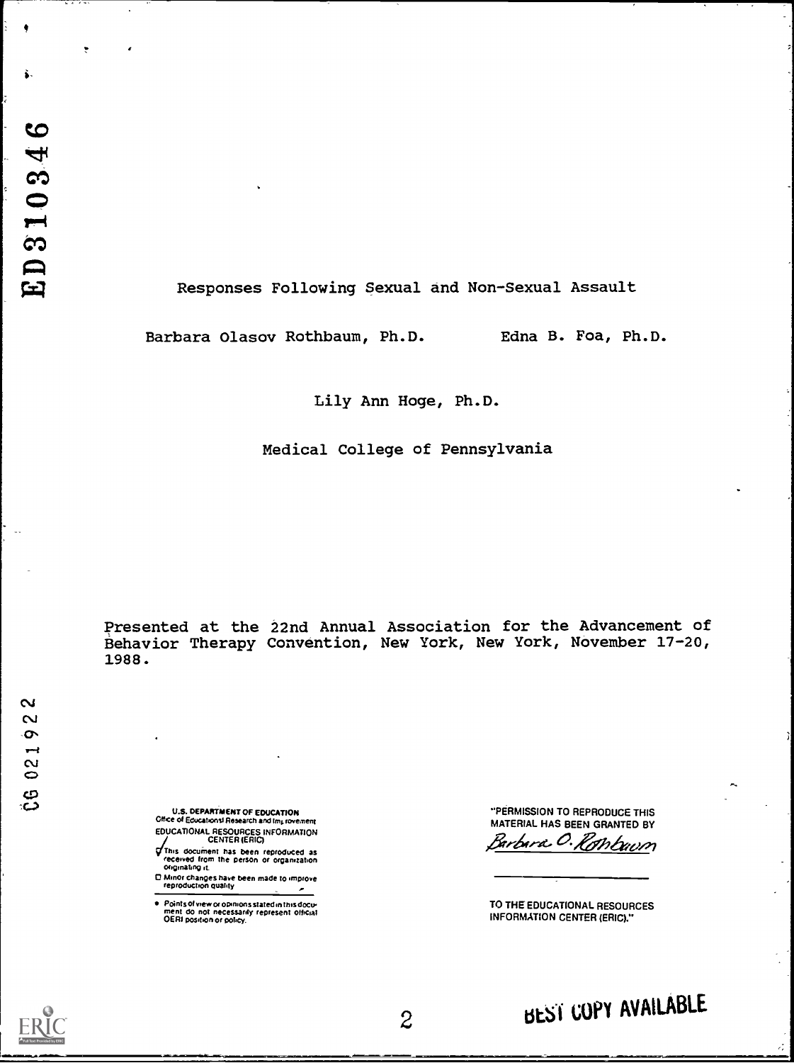ED310346

# Responses Following Sexual and Non-Sexual Assault

Barbara Olasov Rothbaum, Ph.D. Edna B. Foa, Ph.D.

Lily Ann Hoge, Ph.D.

Medical College of Pennsylvania

Presented at the 22nd Annual Association for the Advancement of Behavior Therapy Convention, New York, New York, November 17-20, 1988.

CG 021922

U.S. DEPARTMENT OF EDUCATION
Office of Educational Research and Improvement
EDUCATIONAL RESOURCES INFORMATION CENTER (ERIC)

☑ This document has been reproduced as received from the person or organization originating it.

☐ Minor changes have been made to improve reproduction quality

• Points of view or opinions stated in this document do not necessarily represent official OERI position or policy.

"PERMISSION TO REPRODUCE THIS MATERIAL HAS BEEN GRANTED BY

Barbara O. Rothbaum

TO THE EDUCATIONAL RESOURCES INFORMATION CENTER (ERIC)."

BEST COPY AVAILABLE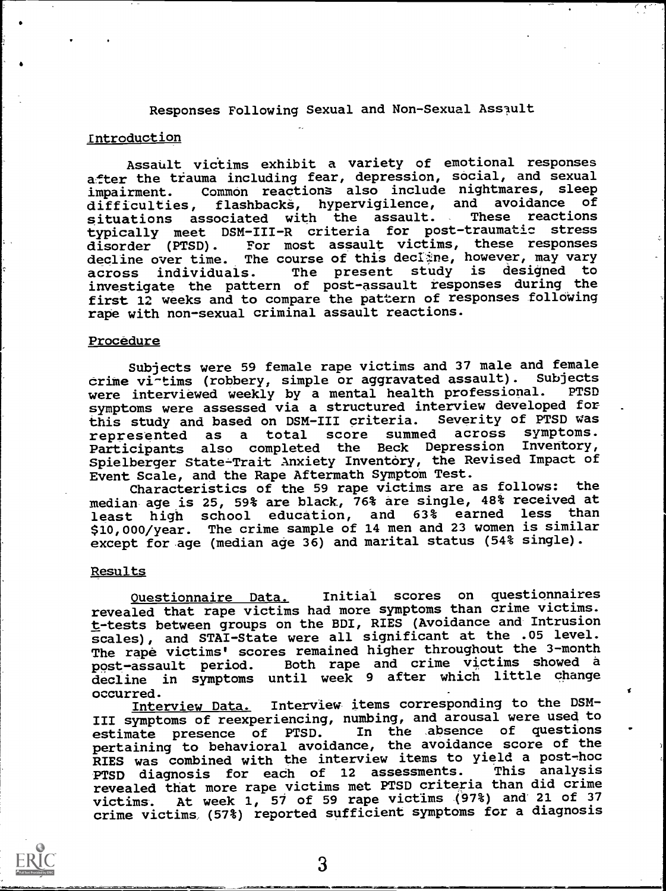# Responses Following Sexual and Non-Sexual Assault

## Introduction

Assault victims exhibit a variety of emotional responses after the trauma including fear, depression, social, and sexual impairment. Common reactions also include nightmares, sleep difficulties, flashbacks, hypervigilence, and avoidance of situations associated with the assault. These reactions typically meet DSM-III-R criteria for post-traumatic stress disorder (PTSD). For most assault victims, these responses decline over time. The course of this decline, however, may vary across individuals. The present study is designed to investigate the pattern of post-assault responses during the first 12 weeks and to compare the pattern of responses following rape with non-sexual criminal assault reactions.

## Procedure

Subjects were 59 female rape victims and 37 male and female crime victims (robbery, simple or aggravated assault). Subjects were interviewed weekly by a mental health professional. PTSD symptoms were assessed via a structured interview developed for this study and based on DSM-III criteria. Severity of PTSD was represented as a total score summed across symptoms. Participants also completed the Beck Depression Inventory, Spielberger State-Trait Anxiety Inventory, the Revised Impact of Event Scale, and the Rape Aftermath Symptom Test.

Characteristics of the 59 rape victims are as follows: the median age is 25, 59% are black, 76% are single, 48% received at least high school education, and 63% earned less than $10,000/year. The crime sample of 14 men and 23 women is similar except for age (median age 36) and marital status (54% single).

## Results

Questionnaire Data. Initial scores on questionnaires revealed that rape victims had more symptoms than crime victims. *t*-tests between groups on the BDI, RIES (Avoidance and Intrusion scales), and STAI-State were all significant at the .05 level. The rape victims' scores remained higher throughout the 3-month post-assault period. Both rape and crime victims showed a decline in symptoms until week 9 after which little change occurred.

Interview Data. Interview items corresponding to the DSM-III symptoms of reexperiencing, numbing, and arousal were used to estimate presence of PTSD. In the absence of questions pertaining to behavioral avoidance, the avoidance score of the RIES was combined with the interview items to yield a post-hoc PTSD diagnosis for each of 12 assessments. This analysis revealed that more rape victims met PTSD criteria than did crime victims. At week 1, 57 of 59 rape victims (97%) and 21 of 37 crime victims (57%) reported sufficient symptoms for a diagnosis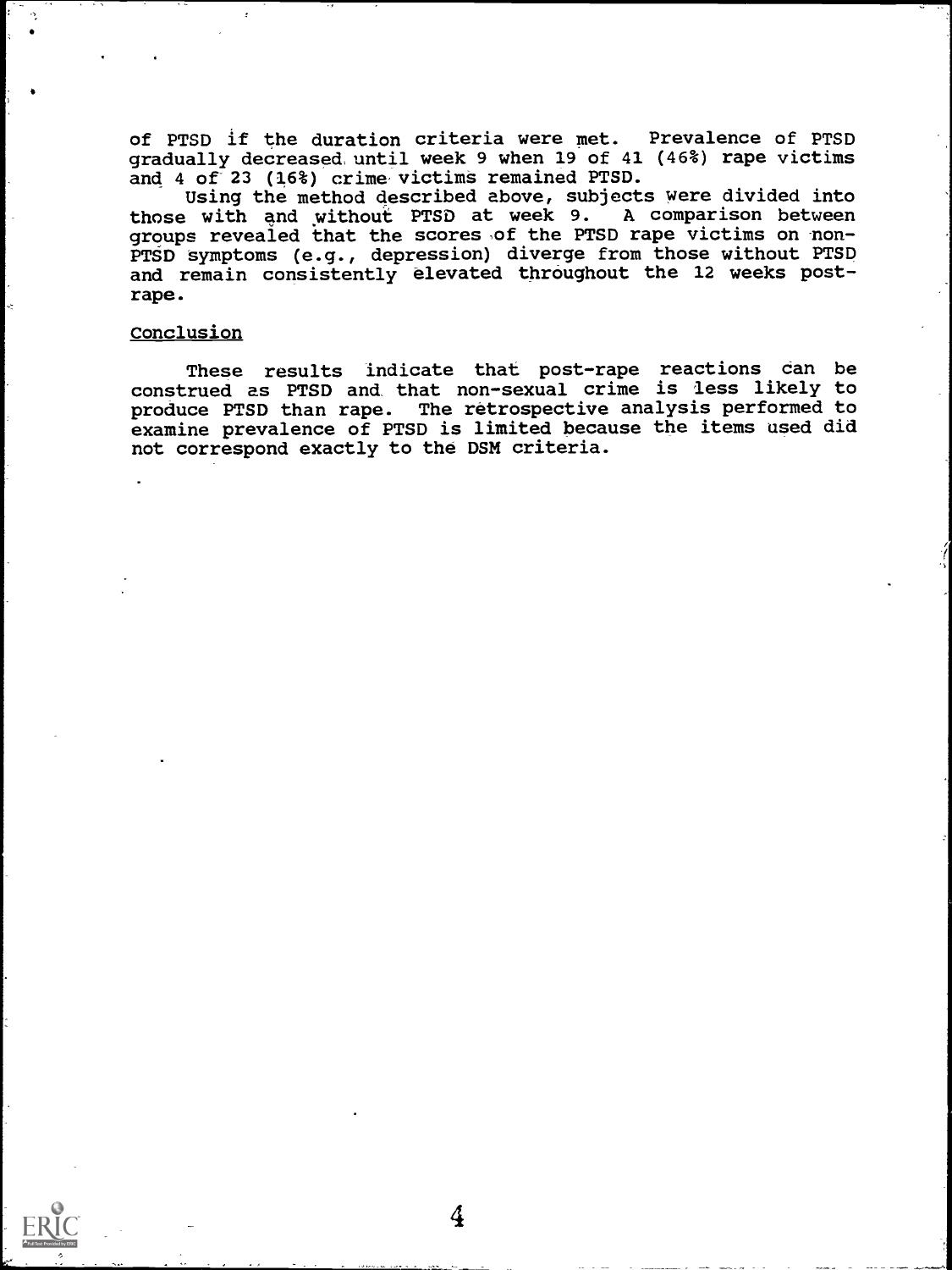of PTSD if the duration criteria were met. Prevalence of PTSD gradually decreased until week 9 when 19 of 41 (46%) rape victims and 4 of 23 (16%) crime victims remained PTSD.

Using the method described above, subjects were divided into those with and without PTSD at week 9. A comparison between groups revealed that the scores of the PTSD rape victims on non-PTSD symptoms (e.g., depression) diverge from those without PTSD and remain consistently elevated throughout the 12 weeks post-rape.

## Conclusion

These results indicate that post-rape reactions can be construed as PTSD and that non-sexual crime is less likely to produce PTSD than rape. The retrospective analysis performed to examine prevalence of PTSD is limited because the items used did not correspond exactly to the DSM criteria.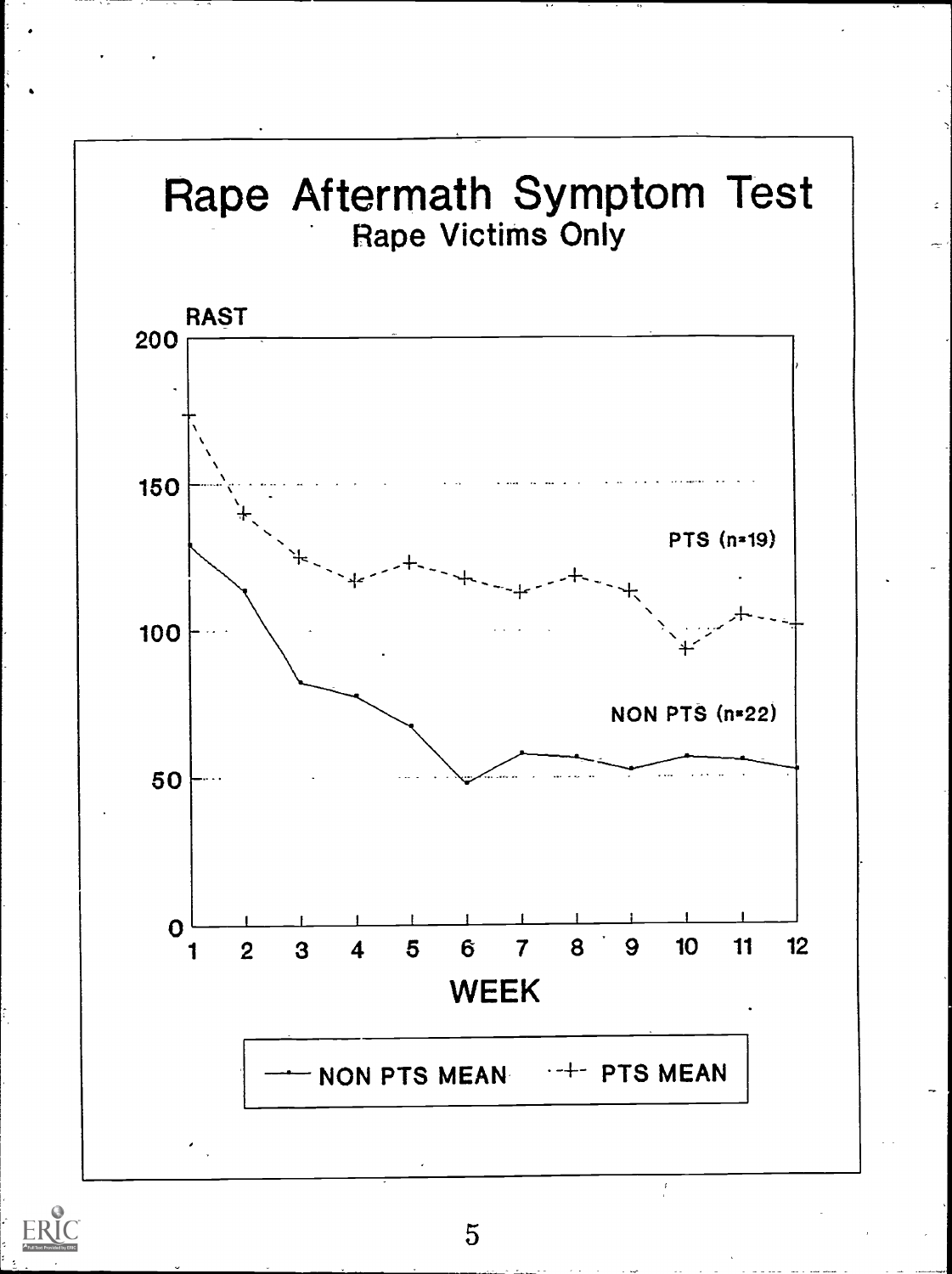# Rape Aftermath Symptom Test

## Rape Victims Only

RAST

PTS (n=19)

NON PTS (n=22)

WEEK

NON PTS MEAN    PTS MEAN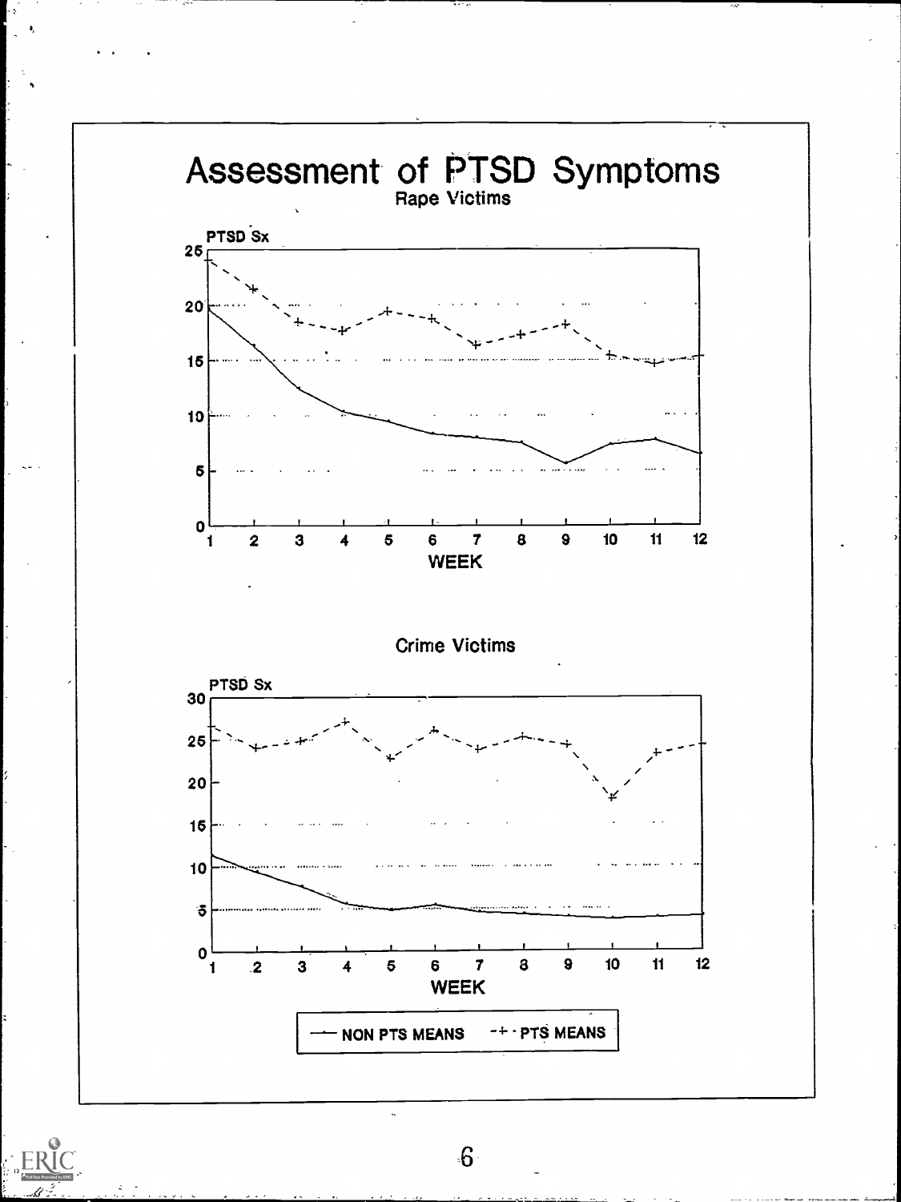# Assessment of PTSD Symptoms

Rape Victims

PTSD Sx

WEEK

Crime Victims

PTSD Sx

WEEK

NON PTS MEANS -+- PTS MEANS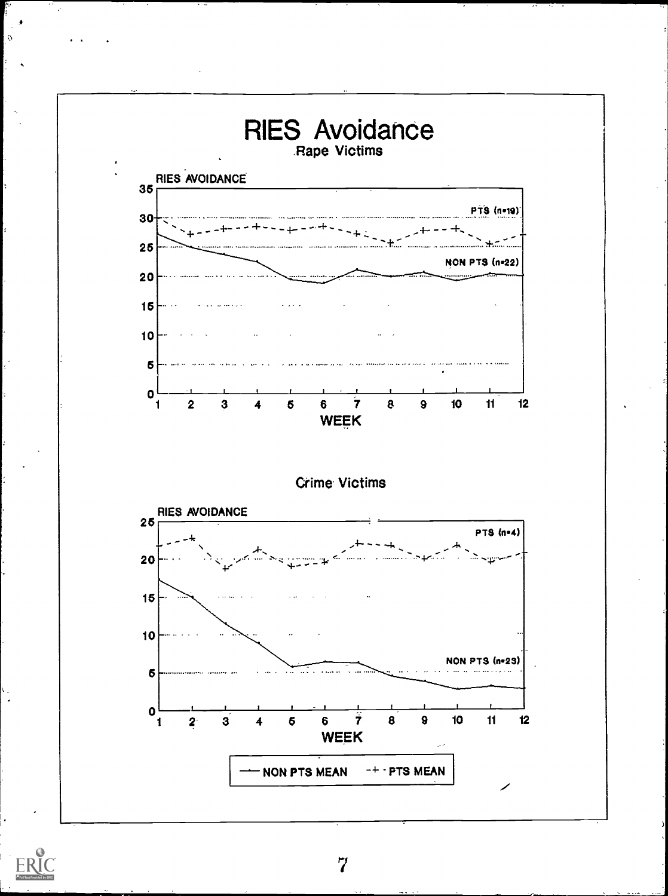# RIES Avoidance

Rape Victims

RIES AVOIDANCE

PTS (n=19)

NON PTS (n=22)

WEEK

Crime Victims

RIES AVOIDANCE

PTS (n=4)

NON PTS (n=23)

WEEK

NON PTS MEAN — PTS MEAN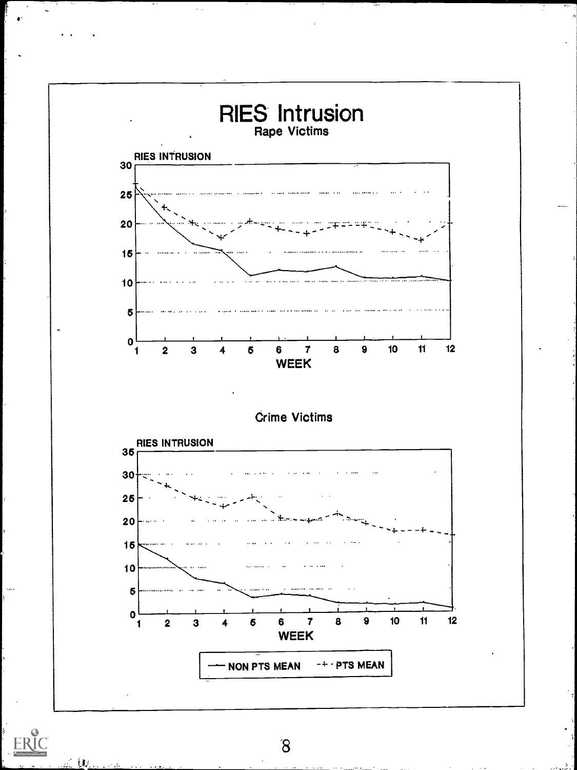# RIES Intrusion

## Rape Victims

RIES INTRUSION

WEEK

## Crime Victims

RIES INTRUSION

WEEK

— NON PTS MEAN  -+- PTS MEAN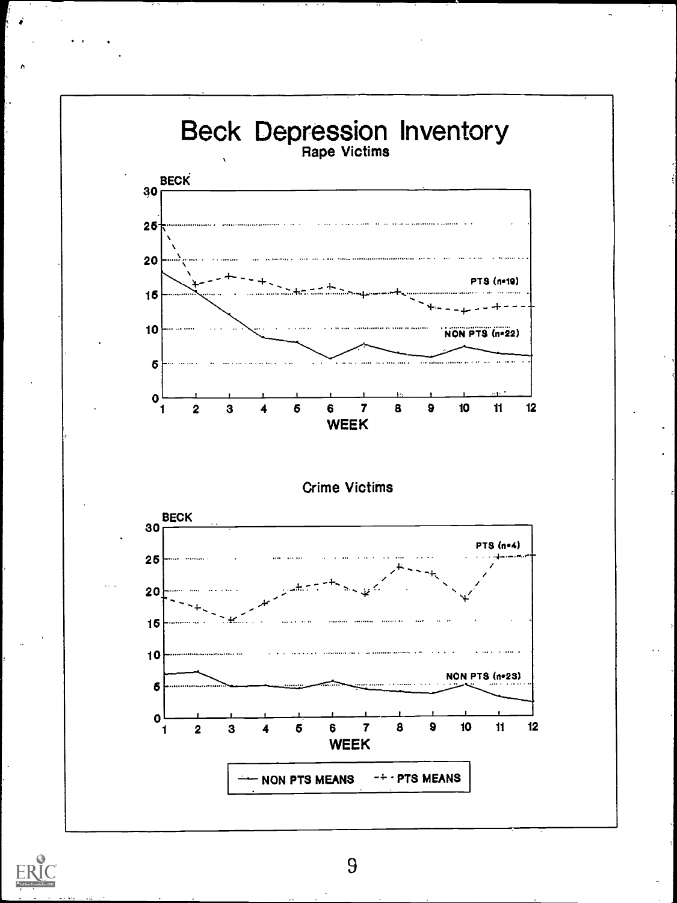# Beck Depression Inventory

Rape Victims

BECK

PTS (n=19)

NON PTS (n=22)

WEEK

Crime Victims

BECK

PTS (n=4)

NON PTS (n=23)

WEEK

NON PTS MEANS — PTS MEANS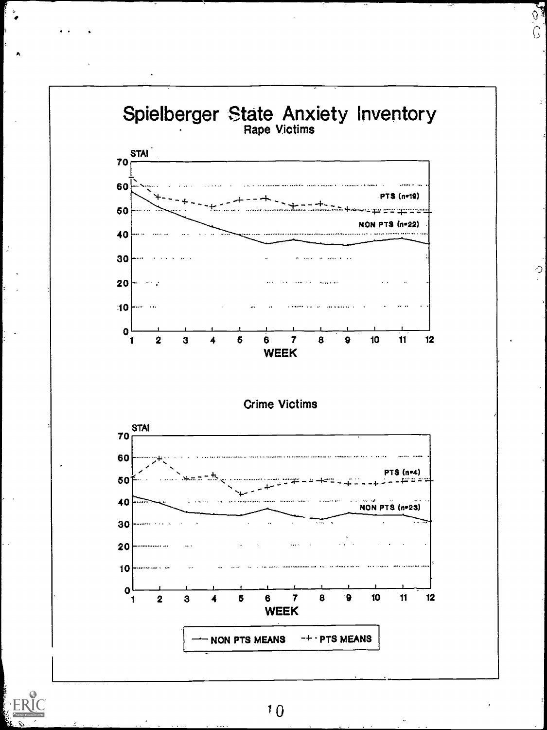# Spielberger State Anxiety Inventory

Rape Victims

STAI

70
60
50
40
30
20
10
0

PTS (n=19)

NON PTS (n=22)

1 2 3 4 5 6 7 8 9 10 11 12

WEEK

Crime Victims

STAI

70
60
50
40
30
20
10
0

PTS (n=4)

NON PTS (n=23)

1 2 3 4 5 6 7 8 9 10 11 12

WEEK

NON PTS MEANS    PTS MEANS